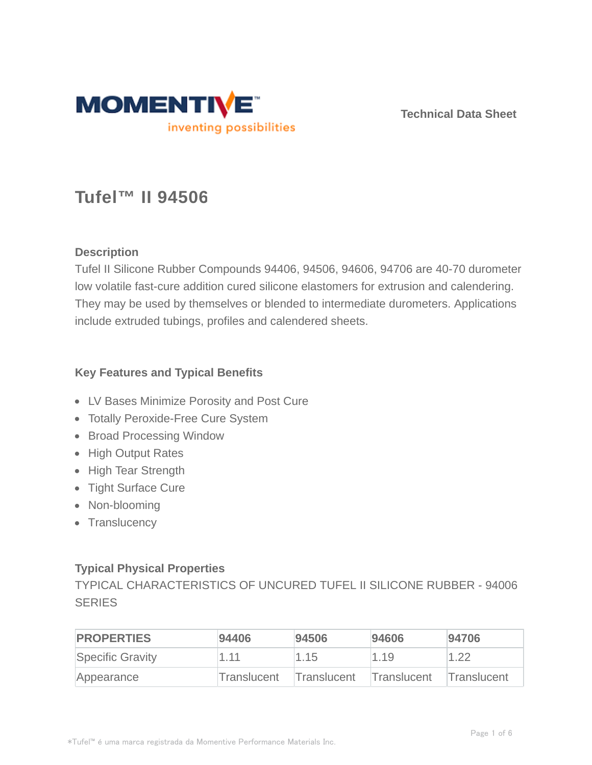**Technical Data Sheet**

# Tufel™ II 94506

## Description

Tufel II Silicone Rubber Compounds 94406, 94506, 94606, 94706 are 40-70 durometer low volatile fast-cure addition cured silicone elastomers for extrusion and calendering. They may be used by themselves or blended to intermediate durometers. Applications include extruded tubings, profiles and calendered sheets.

## Key Features and Typical Benefits

- LV Bases Minimize Porosity and Post Cure
- Totally Peroxide-Free Cure System
- Broad Processing Window
- High Output Rates
- High Tear Strength
- Tight Surface Cure
- Non-blooming
- Translucency

## Typical Physical Properties

TYPICAL CHARACTERISTICS OF UNCURED TUFEL II SILICONE RUBBER - 94006 SERIES

| PROPERTIES | 94406 | 94506 | 94606 | 94706 |
|---|---|---|---|---|
| Specific Gravity | 1.11 | 1.15 | 1.19 | 1.22 |
| Appearance | Translucent | Translucent | Translucent | Translucent |

*Tufel™ é uma marca registrada da Momentive Performance Materials Inc.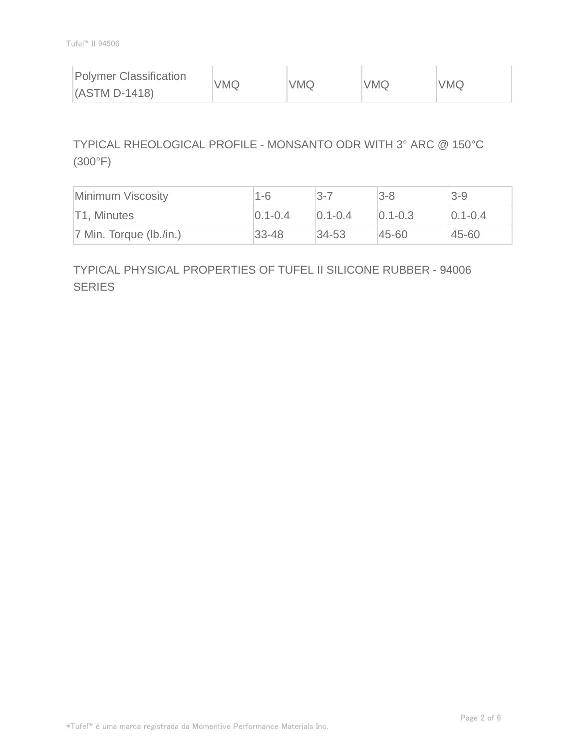| Polymer Classification (ASTM D-1418) | VMQ | VMQ | VMQ | VMQ |
|---|---|---|---|---|

TYPICAL RHEOLOGICAL PROFILE - MONSANTO ODR WITH 3° ARC @ 150°C (300°F)

| Minimum Viscosity | 1-6 | 3-7 | 3-8 | 3-9 |
|---|---|---|---|---|
| T1, Minutes | 0.1-0.4 | 0.1-0.4 | 0.1-0.3 | 0.1-0.4 |
| 7 Min. Torque (lb./in.) | 33-48 | 34-53 | 45-60 | 45-60 |

TYPICAL PHYSICAL PROPERTIES OF TUFEL II SILICONE RUBBER - 94006 SERIES

*Tufel™ é uma marca registrada da Momentive Performance Materials Inc.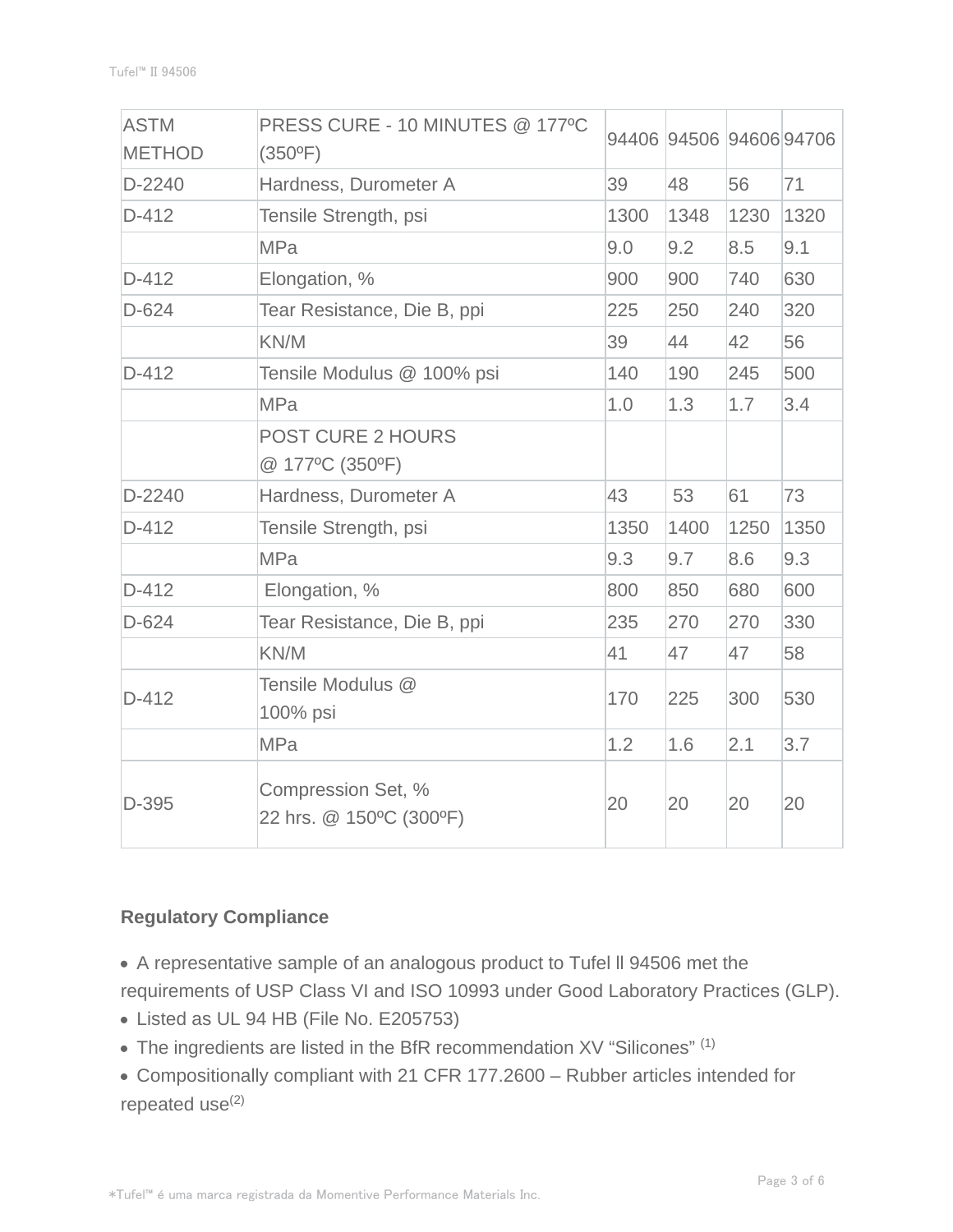| ASTM METHOD | PRESS CURE - 10 MINUTES @ 177ºC (350ºF) | 94406 | 94506 | 94606 | 94706 |
|---|---|---|---|---|---|
| D-2240 | Hardness, Durometer A | 39 | 48 | 56 | 71 |
| D-412 | Tensile Strength, psi | 1300 | 1348 | 1230 | 1320 |
| | MPa | 9.0 | 9.2 | 8.5 | 9.1 |
| D-412 | Elongation, % | 900 | 900 | 740 | 630 |
| D-624 | Tear Resistance, Die B, ppi | 225 | 250 | 240 | 320 |
| | KN/M | 39 | 44 | 42 | 56 |
| D-412 | Tensile Modulus @ 100% psi | 140 | 190 | 245 | 500 |
| | MPa | 1.0 | 1.3 | 1.7 | 3.4 |
| | POST CURE 2 HOURS @ 177ºC (350ºF) | | | | |
| D-2240 | Hardness, Durometer A | 43 | 53 | 61 | 73 |
| D-412 | Tensile Strength, psi | 1350 | 1400 | 1250 | 1350 |
| | MPa | 9.3 | 9.7 | 8.6 | 9.3 |
| D-412 | Elongation, % | 800 | 850 | 680 | 600 |
| D-624 | Tear Resistance, Die B, ppi | 235 | 270 | 270 | 330 |
| | KN/M | 41 | 47 | 47 | 58 |
| D-412 | Tensile Modulus @ 100% psi | 170 | 225 | 300 | 530 |
| | MPa | 1.2 | 1.6 | 2.1 | 3.7 |
| D-395 | Compression Set, % 22 hrs. @ 150ºC (300ºF) | 20 | 20 | 20 | 20 |

**Regulatory Compliance**

- A representative sample of an analogous product to Tufel ll 94506 met the requirements of USP Class VI and ISO 10993 under Good Laboratory Practices (GLP).
- Listed as UL 94 HB (File No. E205753)
- The ingredients are listed in the BfR recommendation XV "Silicones" [(1)]
- Compositionally compliant with 21 CFR 177.2600 – Rubber articles intended for repeated use[(2)]

*Tufel™ é uma marca registrada da Momentive Performance Materials Inc.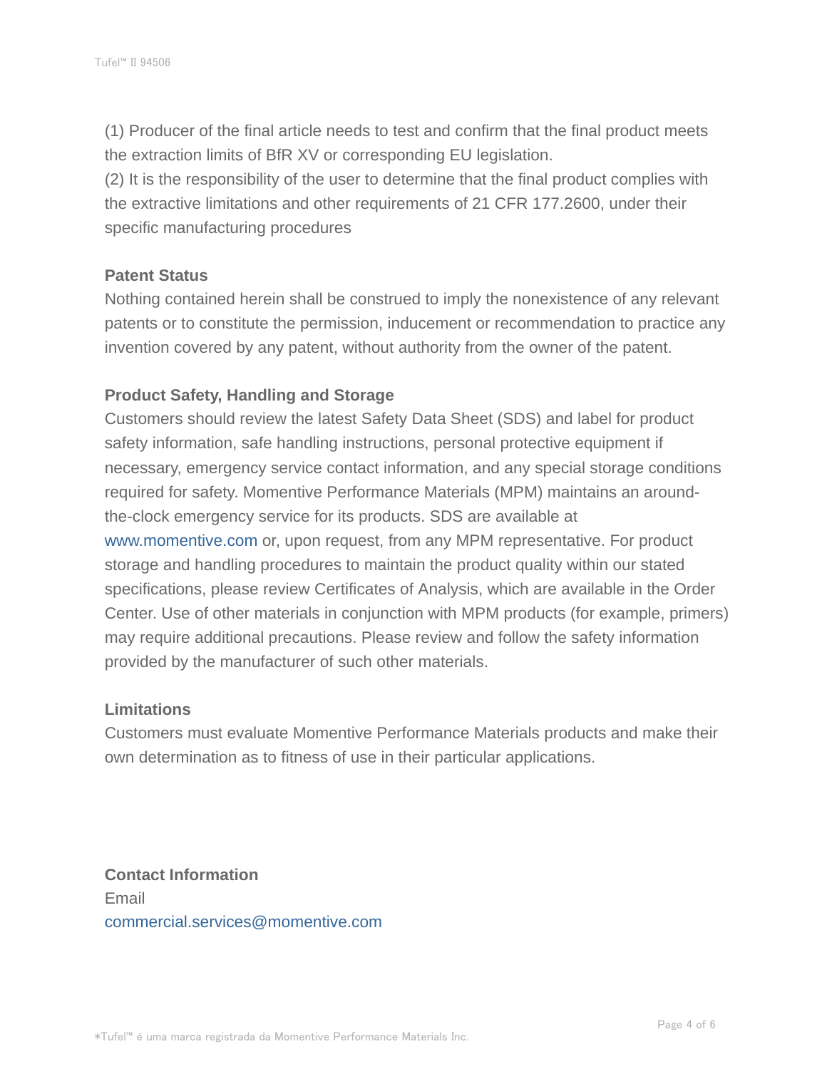(1) Producer of the final article needs to test and confirm that the final product meets the extraction limits of BfR XV or corresponding EU legislation.
(2) It is the responsibility of the user to determine that the final product complies with the extractive limitations and other requirements of 21 CFR 177.2600, under their specific manufacturing procedures

**Patent Status**

Nothing contained herein shall be construed to imply the nonexistence of any relevant patents or to constitute the permission, inducement or recommendation to practice any invention covered by any patent, without authority from the owner of the patent.

**Product Safety, Handling and Storage**

Customers should review the latest Safety Data Sheet (SDS) and label for product safety information, safe handling instructions, personal protective equipment if necessary, emergency service contact information, and any special storage conditions required for safety. Momentive Performance Materials (MPM) maintains an around-the-clock emergency service for its products. SDS are available at www.momentive.com or, upon request, from any MPM representative. For product storage and handling procedures to maintain the product quality within our stated specifications, please review Certificates of Analysis, which are available in the Order Center. Use of other materials in conjunction with MPM products (for example, primers) may require additional precautions. Please review and follow the safety information provided by the manufacturer of such other materials.

**Limitations**

Customers must evaluate Momentive Performance Materials products and make their own determination as to fitness of use in their particular applications.

**Contact Information**

Email
commercial.services@momentive.com

*Tufel™ é uma marca registrada da Momentive Performance Materials Inc.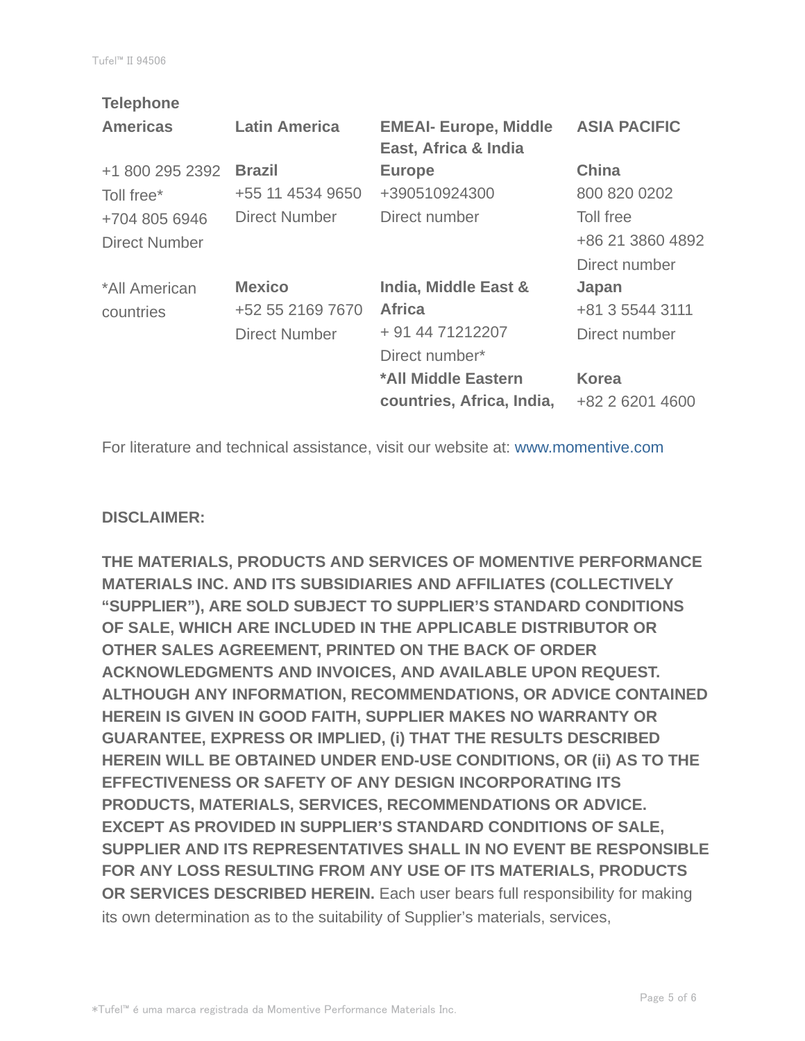**Telephone**

| Americas | Latin America | EMEAI- Europe, Middle East, Africa & India | ASIA PACIFIC |
|---|---|---|---|
| +1 800 295 2392<br>Toll free*<br>+704 805 6946<br>Direct Number | **Brazil**<br>+55 11 4534 9650<br>Direct Number | **Europe**<br>+390510924300<br>Direct number | **China**<br>800 820 0202<br>Toll free<br>+86 21 3860 4892<br>Direct number |
| *All American countries | **Mexico**<br>+52 55 2169 7670<br>Direct Number | **India, Middle East & Africa**<br>+ 91 44 71212207<br>Direct number* | **Japan**<br>+81 3 5544 3111<br>Direct number |
| | | ***All Middle Eastern countries, Africa, India,** | **Korea**<br>+82 2 6201 4600 |

For literature and technical assistance, visit our website at: www.momentive.com

**DISCLAIMER:**

**THE MATERIALS, PRODUCTS AND SERVICES OF MOMENTIVE PERFORMANCE MATERIALS INC. AND ITS SUBSIDIARIES AND AFFILIATES (COLLECTIVELY "SUPPLIER"), ARE SOLD SUBJECT TO SUPPLIER'S STANDARD CONDITIONS OF SALE, WHICH ARE INCLUDED IN THE APPLICABLE DISTRIBUTOR OR OTHER SALES AGREEMENT, PRINTED ON THE BACK OF ORDER ACKNOWLEDGMENTS AND INVOICES, AND AVAILABLE UPON REQUEST. ALTHOUGH ANY INFORMATION, RECOMMENDATIONS, OR ADVICE CONTAINED HEREIN IS GIVEN IN GOOD FAITH, SUPPLIER MAKES NO WARRANTY OR GUARANTEE, EXPRESS OR IMPLIED, (i) THAT THE RESULTS DESCRIBED HEREIN WILL BE OBTAINED UNDER END-USE CONDITIONS, OR (ii) AS TO THE EFFECTIVENESS OR SAFETY OF ANY DESIGN INCORPORATING ITS PRODUCTS, MATERIALS, SERVICES, RECOMMENDATIONS OR ADVICE. EXCEPT AS PROVIDED IN SUPPLIER'S STANDARD CONDITIONS OF SALE, SUPPLIER AND ITS REPRESENTATIVES SHALL IN NO EVENT BE RESPONSIBLE FOR ANY LOSS RESULTING FROM ANY USE OF ITS MATERIALS, PRODUCTS OR SERVICES DESCRIBED HEREIN.** Each user bears full responsibility for making its own determination as to the suitability of Supplier's materials, services,

*Tufel™ é uma marca registrada da Momentive Performance Materials Inc.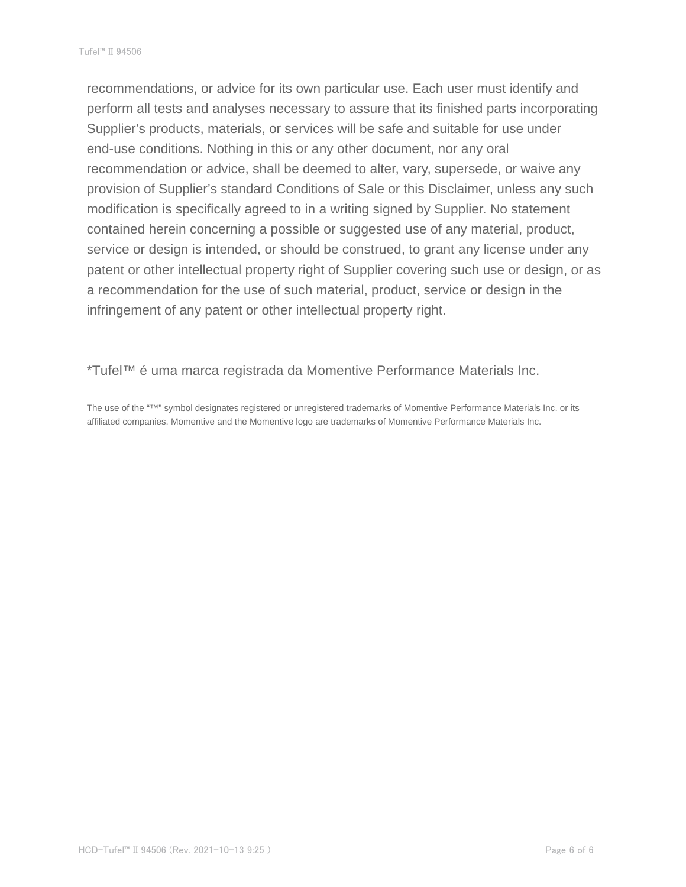recommendations, or advice for its own particular use. Each user must identify and perform all tests and analyses necessary to assure that its finished parts incorporating Supplier's products, materials, or services will be safe and suitable for use under end-use conditions. Nothing in this or any other document, nor any oral recommendation or advice, shall be deemed to alter, vary, supersede, or waive any provision of Supplier's standard Conditions of Sale or this Disclaimer, unless any such modification is specifically agreed to in a writing signed by Supplier. No statement contained herein concerning a possible or suggested use of any material, product, service or design is intended, or should be construed, to grant any license under any patent or other intellectual property right of Supplier covering such use or design, or as a recommendation for the use of such material, product, service or design in the infringement of any patent or other intellectual property right.

*Tufel™ é uma marca registrada da Momentive Performance Materials Inc.

The use of the "™" symbol designates registered or unregistered trademarks of Momentive Performance Materials Inc. or its affiliated companies. Momentive and the Momentive logo are trademarks of Momentive Performance Materials Inc.